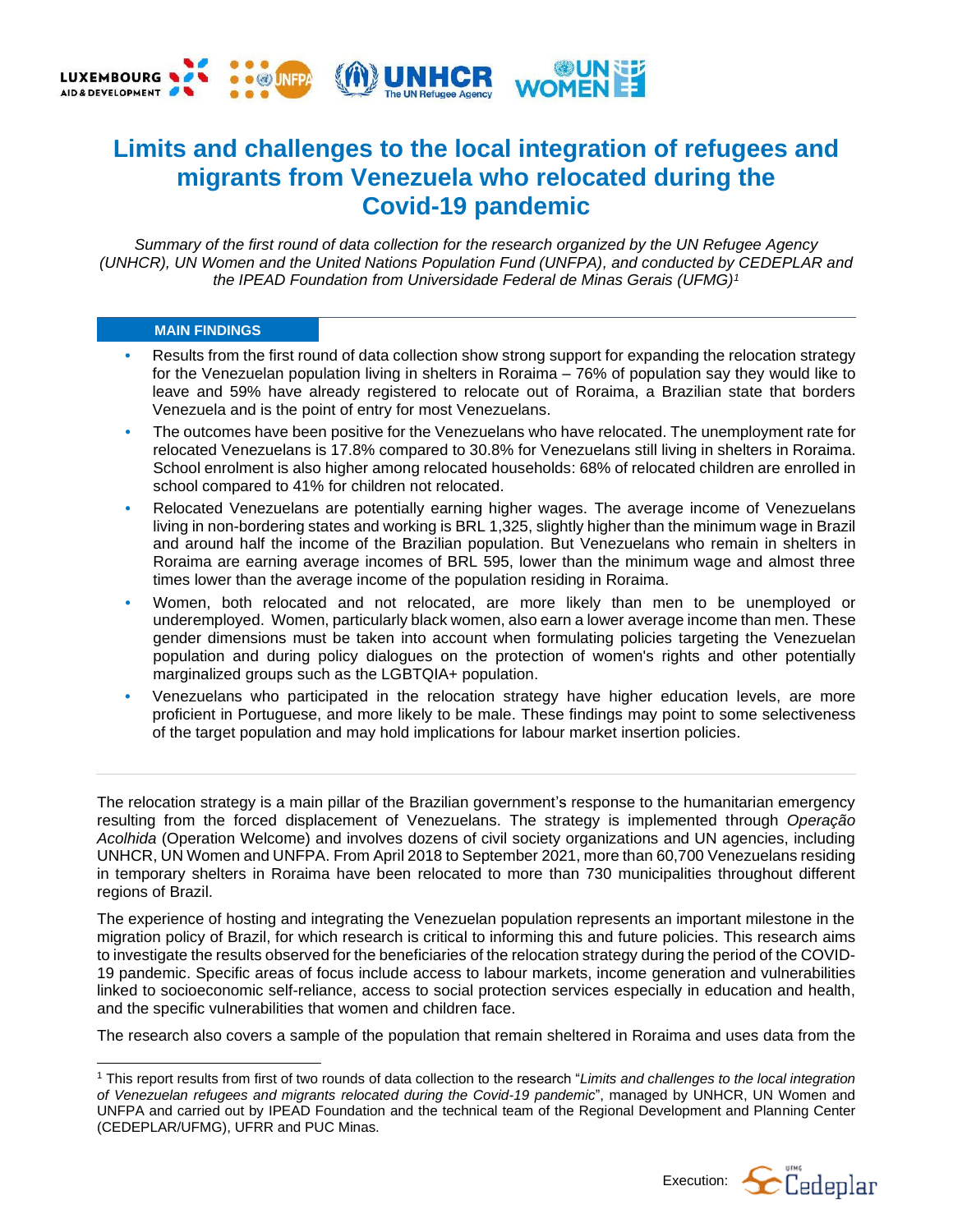# Limits and challenges to the local integration of refugees and migrants from Venezuela who relocated during the Covid-19 pandemic

*Summary of the first round of data collection for the research organized by the UN Refugee Agency (UNHCR), UN Women and the United Nations Population Fund (UNFPA), and conducted by CEDEPLAR and the IPEAD Foundation from Universidade Federal de Minas Gerais (UFMG)*[1]

## MAIN FINDINGS

- Results from the first round of data collection show strong support for expanding the relocation strategy for the Venezuelan population living in shelters in Roraima – 76% of population say they would like to leave and 59% have already registered to relocate out of Roraima, a Brazilian state that borders Venezuela and is the point of entry for most Venezuelans.
- The outcomes have been positive for the Venezuelans who have relocated. The unemployment rate for relocated Venezuelans is 17.8% compared to 30.8% for Venezuelans still living in shelters in Roraima. School enrolment is also higher among relocated households: 68% of relocated children are enrolled in school compared to 41% for children not relocated.
- Relocated Venezuelans are potentially earning higher wages. The average income of Venezuelans living in non-bordering states and working is BRL 1,325, slightly higher than the minimum wage in Brazil and around half the income of the Brazilian population. But Venezuelans who remain in shelters in Roraima are earning average incomes of BRL 595, lower than the minimum wage and almost three times lower than the average income of the population residing in Roraima.
- Women, both relocated and not relocated, are more likely than men to be unemployed or underemployed. Women, particularly black women, also earn a lower average income than men. These gender dimensions must be taken into account when formulating policies targeting the Venezuelan population and during policy dialogues on the protection of women's rights and other potentially marginalized groups such as the LGBTQIA+ population.
- Venezuelans who participated in the relocation strategy have higher education levels, are more proficient in Portuguese, and more likely to be male. These findings may point to some selectiveness of the target population and may hold implications for labour market insertion policies.

The relocation strategy is a main pillar of the Brazilian government's response to the humanitarian emergency resulting from the forced displacement of Venezuelans. The strategy is implemented through *Operação Acolhida* (Operation Welcome) and involves dozens of civil society organizations and UN agencies, including UNHCR, UN Women and UNFPA. From April 2018 to September 2021, more than 60,700 Venezuelans residing in temporary shelters in Roraima have been relocated to more than 730 municipalities throughout different regions of Brazil.

The experience of hosting and integrating the Venezuelan population represents an important milestone in the migration policy of Brazil, for which research is critical to informing this and future policies. This research aims to investigate the results observed for the beneficiaries of the relocation strategy during the period of the COVID-19 pandemic. Specific areas of focus include access to labour markets, income generation and vulnerabilities linked to socioeconomic self-reliance, access to social protection services especially in education and health, and the specific vulnerabilities that women and children face.

The research also covers a sample of the population that remain sheltered in Roraima and uses data from the

---

[1] This report results from first of two rounds of data collection to the research "*Limits and challenges to the local integration of Venezuelan refugees and migrants relocated during the Covid-19 pandemic*", managed by UNHCR, UN Women and UNFPA and carried out by IPEAD Foundation and the technical team of the Regional Development and Planning Center (CEDEPLAR/UFMG), UFRR and PUC Minas.

Execution: Cedeplar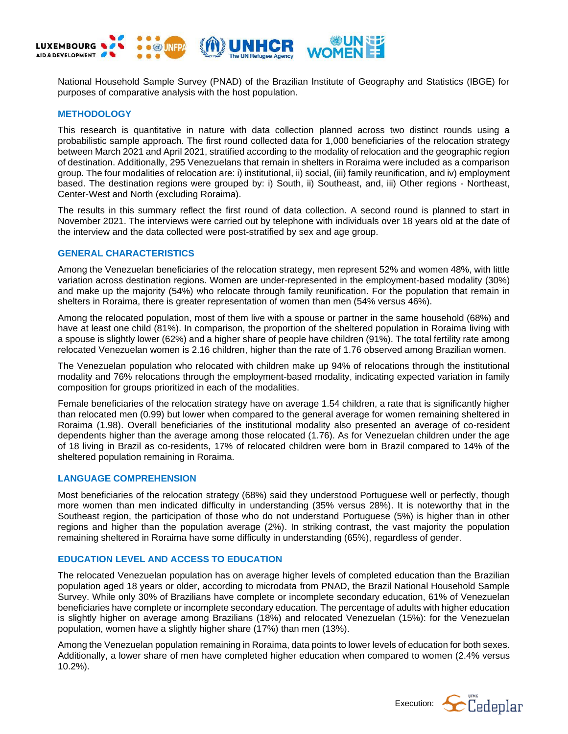National Household Sample Survey (PNAD) of the Brazilian Institute of Geography and Statistics (IBGE) for purposes of comparative analysis with the host population.

## METHODOLOGY

This research is quantitative in nature with data collection planned across two distinct rounds using a probabilistic sample approach. The first round collected data for 1,000 beneficiaries of the relocation strategy between March 2021 and April 2021, stratified according to the modality of relocation and the geographic region of destination. Additionally, 295 Venezuelans that remain in shelters in Roraima were included as a comparison group. The four modalities of relocation are: i) institutional, ii) social, (iii) family reunification, and iv) employment based. The destination regions were grouped by: i) South, ii) Southeast, and, iii) Other regions - Northeast, Center-West and North (excluding Roraima).

The results in this summary reflect the first round of data collection. A second round is planned to start in November 2021. The interviews were carried out by telephone with individuals over 18 years old at the date of the interview and the data collected were post-stratified by sex and age group.

## GENERAL CHARACTERISTICS

Among the Venezuelan beneficiaries of the relocation strategy, men represent 52% and women 48%, with little variation across destination regions. Women are under-represented in the employment-based modality (30%) and make up the majority (54%) who relocate through family reunification. For the population that remain in shelters in Roraima, there is greater representation of women than men (54% versus 46%).

Among the relocated population, most of them live with a spouse or partner in the same household (68%) and have at least one child (81%). In comparison, the proportion of the sheltered population in Roraima living with a spouse is slightly lower (62%) and a higher share of people have children (91%). The total fertility rate among relocated Venezuelan women is 2.16 children, higher than the rate of 1.76 observed among Brazilian women.

The Venezuelan population who relocated with children make up 94% of relocations through the institutional modality and 76% relocations through the employment-based modality, indicating expected variation in family composition for groups prioritized in each of the modalities.

Female beneficiaries of the relocation strategy have on average 1.54 children, a rate that is significantly higher than relocated men (0.99) but lower when compared to the general average for women remaining sheltered in Roraima (1.98). Overall beneficiaries of the institutional modality also presented an average of co-resident dependents higher than the average among those relocated (1.76). As for Venezuelan children under the age of 18 living in Brazil as co-residents, 17% of relocated children were born in Brazil compared to 14% of the sheltered population remaining in Roraima.

## LANGUAGE COMPREHENSION

Most beneficiaries of the relocation strategy (68%) said they understood Portuguese well or perfectly, though more women than men indicated difficulty in understanding (35% versus 28%). It is noteworthy that in the Southeast region, the participation of those who do not understand Portuguese (5%) is higher than in other regions and higher than the population average (2%). In striking contrast, the vast majority the population remaining sheltered in Roraima have some difficulty in understanding (65%), regardless of gender.

## EDUCATION LEVEL AND ACCESS TO EDUCATION

The relocated Venezuelan population has on average higher levels of completed education than the Brazilian population aged 18 years or older, according to microdata from PNAD, the Brazil National Household Sample Survey. While only 30% of Brazilians have complete or incomplete secondary education, 61% of Venezuelan beneficiaries have complete or incomplete secondary education. The percentage of adults with higher education is slightly higher on average among Brazilians (18%) and relocated Venezuelan (15%): for the Venezuelan population, women have a slightly higher share (17%) than men (13%).

Among the Venezuelan population remaining in Roraima, data points to lower levels of education for both sexes. Additionally, a lower share of men have completed higher education when compared to women (2.4% versus 10.2%).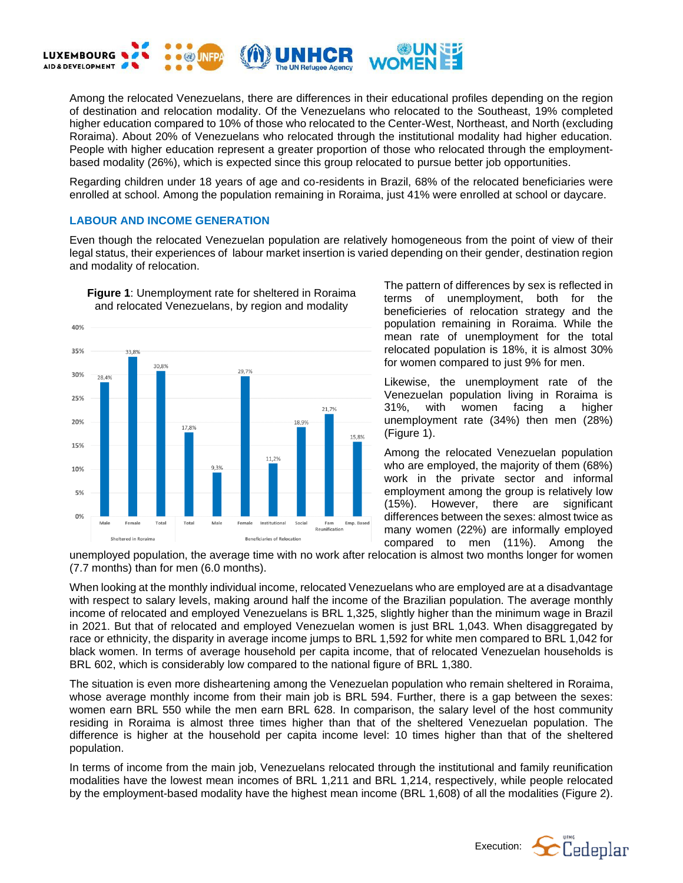Among the relocated Venezuelans, there are differences in their educational profiles depending on the region of destination and relocation modality. Of the Venezuelans who relocated to the Southeast, 19% completed higher education compared to 10% of those who relocated to the Center-West, Northeast, and North (excluding Roraima). About 20% of Venezuelans who relocated through the institutional modality had higher education. People with higher education represent a greater proportion of those who relocated through the employment-based modality (26%), which is expected since this group relocated to pursue better job opportunities.

Regarding children under 18 years of age and co-residents in Brazil, 68% of the relocated beneficiaries were enrolled at school. Among the population remaining in Roraima, just 41% were enrolled at school or daycare.

## LABOUR AND INCOME GENERATION

Even though the relocated Venezuelan population are relatively homogeneous from the point of view of their legal status, their experiences of labour market insertion is varied depending on their gender, destination region and modality of relocation.

**Figure 1**: Unemployment rate for sheltered in Roraima and relocated Venezuelans, by region and modality

| Group | Category | Unemployment rate |
|---|---|---|
| Sheltered in Roraima | Male | 28,4% |
| Sheltered in Roraima | Female | 33,8% |
| Sheltered in Roraima | Total | 30,8% |
| Beneficiaries of Relocation | Total | 17,8% |
| Beneficiaries of Relocation | Male | 9,3% |
| Beneficiaries of Relocation | Female | 29,7% |
| Beneficiaries of Relocation | Institutional | 11,2% |
| Beneficiaries of Relocation | Social | 18,9% |
| Beneficiaries of Relocation | Fam Reunification | 21,7% |
| Beneficiaries of Relocation | Emp. Based | 15,8% |

The pattern of differences by sex is reflected in terms of unemployment, both for the beneficieries of relocation strategy and the population remaining in Roraima. While the mean rate of unemployment for the total relocated population is 18%, it is almost 30% for women compared to just 9% for men.

Likewise, the unemployment rate of the Venezuelan population living in Roraima is 31%, with women facing a higher unemployment rate (34%) then men (28%) (Figure 1).

Among the relocated Venezuelan population who are employed, the majority of them (68%) work in the private sector and informal employment among the group is relatively low (15%). However, there are significant differences between the sexes: almost twice as many women (22%) are informally employed compared to men (11%). Among the unemployed population, the average time with no work after relocation is almost two months longer for women (7.7 months) than for men (6.0 months).

When looking at the monthly individual income, relocated Venezuelans who are employed are at a disadvantage with respect to salary levels, making around half the income of the Brazilian population. The average monthly income of relocated and employed Venezuelans is BRL 1,325, slightly higher than the minimum wage in Brazil in 2021. But that of relocated and employed Venezuelan women is just BRL 1,043. When disaggregated by race or ethnicity, the disparity in average income jumps to BRL 1,592 for white men compared to BRL 1,042 for black women. In terms of average household per capita income, that of relocated Venezuelan households is BRL 602, which is considerably low compared to the national figure of BRL 1,380.

The situation is even more disheartening among the Venezuelan population who remain sheltered in Roraima, whose average monthly income from their main job is BRL 594. Further, there is a gap between the sexes: women earn BRL 550 while the men earn BRL 628. In comparison, the salary level of the host community residing in Roraima is almost three times higher than that of the sheltered Venezuelan population. The difference is higher at the household per capita income level: 10 times higher than that of the sheltered population.

In terms of income from the main job, Venezuelans relocated through the institutional and family reunification modalities have the lowest mean incomes of BRL 1,211 and BRL 1,214, respectively, while people relocated by the employment-based modality have the highest mean income (BRL 1,608) of all the modalities (Figure 2).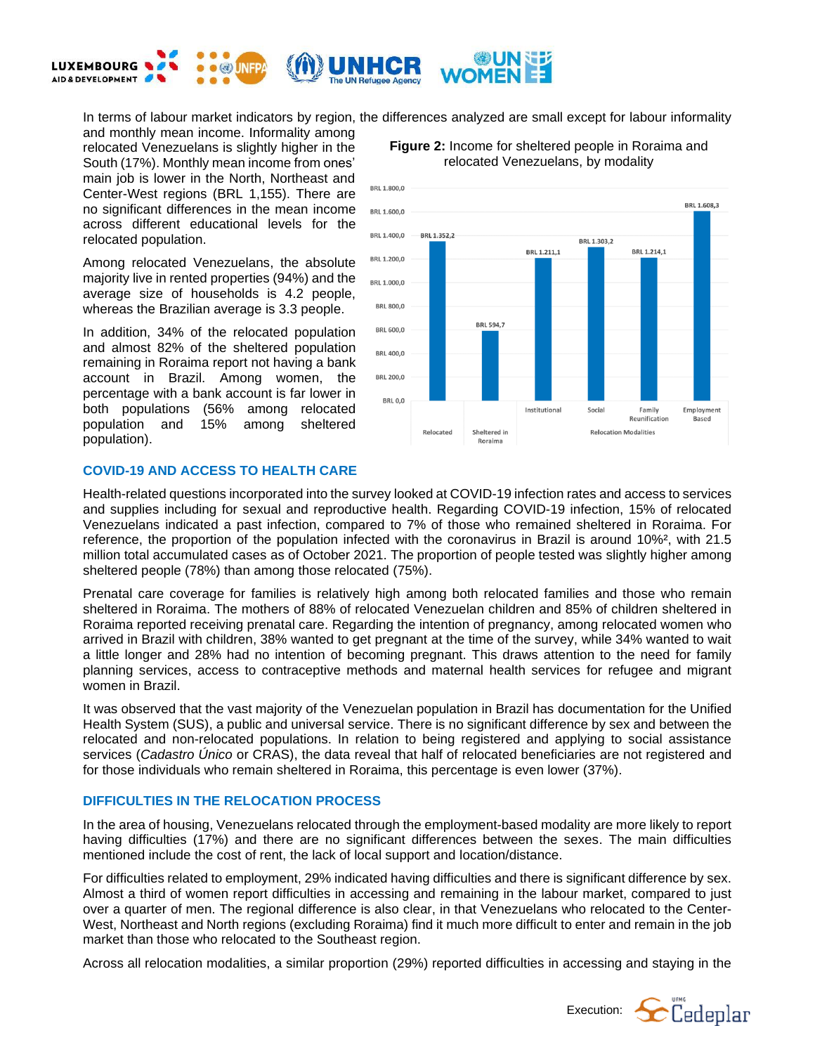In terms of labour market indicators by region, the differences analyzed are small except for labour informality and monthly mean income. Informality among relocated Venezuelans is slightly higher in the South (17%). Monthly mean income from ones' main job is lower in the North, Northeast and Center-West regions (BRL 1,155). There are no significant differences in the mean income across different educational levels for the relocated population.

Among relocated Venezuelans, the absolute majority live in rented properties (94%) and the average size of households is 4.2 people, whereas the Brazilian average is 3.3 people.

In addition, 34% of the relocated population and almost 82% of the sheltered population remaining in Roraima report not having a bank account in Brazil. Among women, the percentage with a bank account is far lower in both populations (56% among relocated population and 15% among sheltered population).

**Figure 2:** Income for sheltered people in Roraima and relocated Venezuelans, by modality

| Group | Modality | Income |
|---|---|---|
| Relocated | | BRL 1.352,2 |
| Sheltered in Roraima | | BRL 594,7 |
| Relocation Modalities | Institutional | BRL 1.211,1 |
| | Social | BRL 1.303,2 |
| | Family Reunification | BRL 1.214,1 |
| | Employment Based | BRL 1.608,3 |

## COVID-19 AND ACCESS TO HEALTH CARE

Health-related questions incorporated into the survey looked at COVID-19 infection rates and access to services and supplies including for sexual and reproductive health. Regarding COVID-19 infection, 15% of relocated Venezuelans indicated a past infection, compared to 7% of those who remained sheltered in Roraima. For reference, the proportion of the population infected with the coronavirus in Brazil is around 10%[2], with 21.5 million total accumulated cases as of October 2021. The proportion of people tested was slightly higher among sheltered people (78%) than among those relocated (75%).

Prenatal care coverage for families is relatively high among both relocated families and those who remain sheltered in Roraima. The mothers of 88% of relocated Venezuelan children and 85% of children sheltered in Roraima reported receiving prenatal care. Regarding the intention of pregnancy, among relocated women who arrived in Brazil with children, 38% wanted to get pregnant at the time of the survey, while 34% wanted to wait a little longer and 28% had no intention of becoming pregnant. This draws attention to the need for family planning services, access to contraceptive methods and maternal health services for refugee and migrant women in Brazil.

It was observed that the vast majority of the Venezuelan population in Brazil has documentation for the Unified Health System (SUS), a public and universal service. There is no significant difference by sex and between the relocated and non-relocated populations. In relation to being registered and applying to social assistance services (*Cadastro Único* or CRAS), the data reveal that half of relocated beneficiaries are not registered and for those individuals who remain sheltered in Roraima, this percentage is even lower (37%).

## DIFFICULTIES IN THE RELOCATION PROCESS

In the area of housing, Venezuelans relocated through the employment-based modality are more likely to report having difficulties (17%) and there are no significant differences between the sexes. The main difficulties mentioned include the cost of rent, the lack of local support and location/distance.

For difficulties related to employment, 29% indicated having difficulties and there is significant difference by sex. Almost a third of women report difficulties in accessing and remaining in the labour market, compared to just over a quarter of men. The regional difference is also clear, in that Venezuelans who relocated to the Center-West, Northeast and North regions (excluding Roraima) find it much more difficult to enter and remain in the job market than those who relocated to the Southeast region.

Across all relocation modalities, a similar proportion (29%) reported difficulties in accessing and staying in the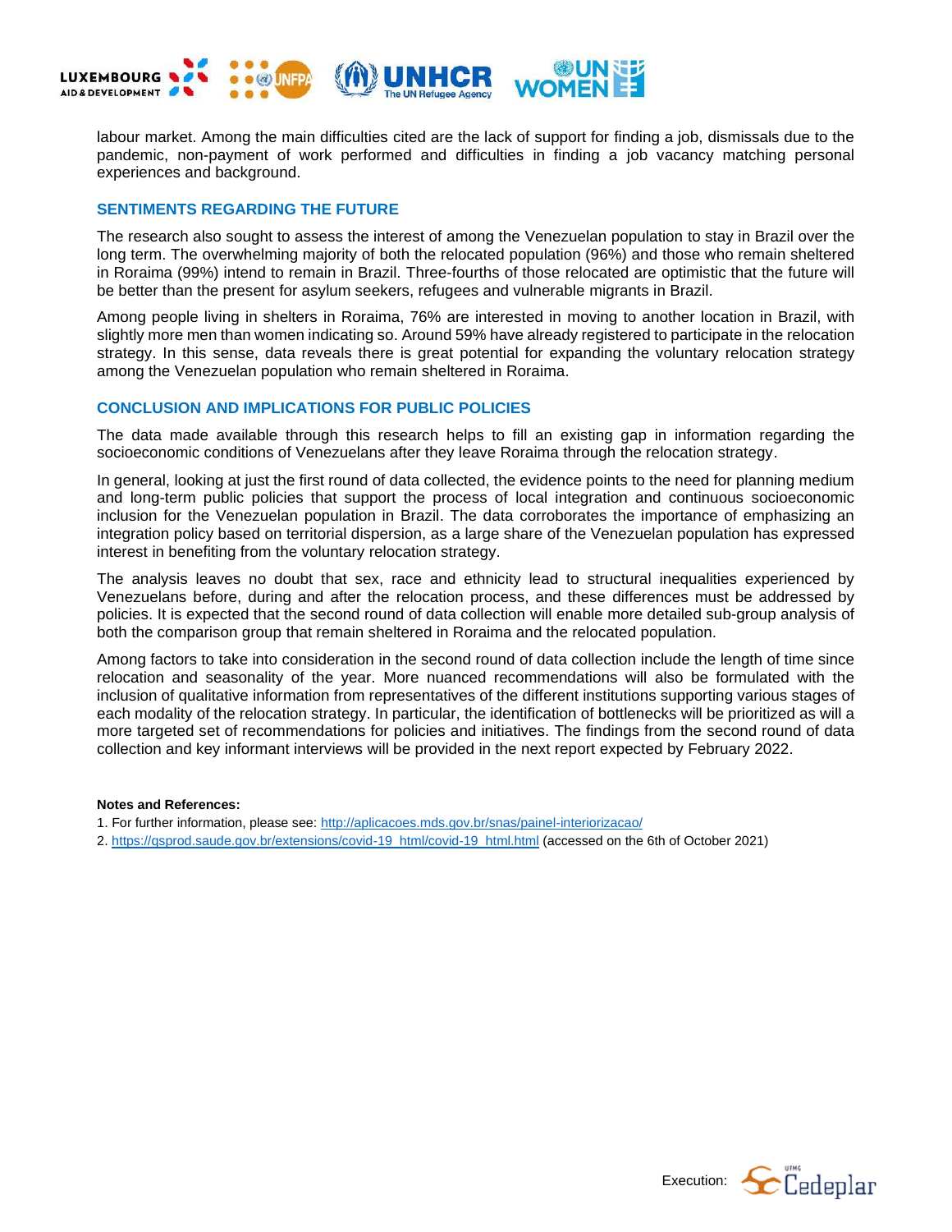labour market. Among the main difficulties cited are the lack of support for finding a job, dismissals due to the pandemic, non-payment of work performed and difficulties in finding a job vacancy matching personal experiences and background.

## SENTIMENTS REGARDING THE FUTURE

The research also sought to assess the interest of among the Venezuelan population to stay in Brazil over the long term. The overwhelming majority of both the relocated population (96%) and those who remain sheltered in Roraima (99%) intend to remain in Brazil. Three-fourths of those relocated are optimistic that the future will be better than the present for asylum seekers, refugees and vulnerable migrants in Brazil.

Among people living in shelters in Roraima, 76% are interested in moving to another location in Brazil, with slightly more men than women indicating so. Around 59% have already registered to participate in the relocation strategy. In this sense, data reveals there is great potential for expanding the voluntary relocation strategy among the Venezuelan population who remain sheltered in Roraima.

## CONCLUSION AND IMPLICATIONS FOR PUBLIC POLICIES

The data made available through this research helps to fill an existing gap in information regarding the socioeconomic conditions of Venezuelans after they leave Roraima through the relocation strategy.

In general, looking at just the first round of data collected, the evidence points to the need for planning medium and long-term public policies that support the process of local integration and continuous socioeconomic inclusion for the Venezuelan population in Brazil. The data corroborates the importance of emphasizing an integration policy based on territorial dispersion, as a large share of the Venezuelan population has expressed interest in benefiting from the voluntary relocation strategy.

The analysis leaves no doubt that sex, race and ethnicity lead to structural inequalities experienced by Venezuelans before, during and after the relocation process, and these differences must be addressed by policies. It is expected that the second round of data collection will enable more detailed sub-group analysis of both the comparison group that remain sheltered in Roraima and the relocated population.

Among factors to take into consideration in the second round of data collection include the length of time since relocation and seasonality of the year. More nuanced recommendations will also be formulated with the inclusion of qualitative information from representatives of the different institutions supporting various stages of each modality of the relocation strategy. In particular, the identification of bottlenecks will be prioritized as will a more targeted set of recommendations for policies and initiatives. The findings from the second round of data collection and key informant interviews will be provided in the next report expected by February 2022.

**Notes and References:**

1. For further information, please see: http://aplicacoes.mds.gov.br/snas/painel-interiorizacao/
2. https://qsprod.saude.gov.br/extensions/covid-19_html/covid-19_html.html (accessed on the 6th of October 2021)

Execution: Cedeplar